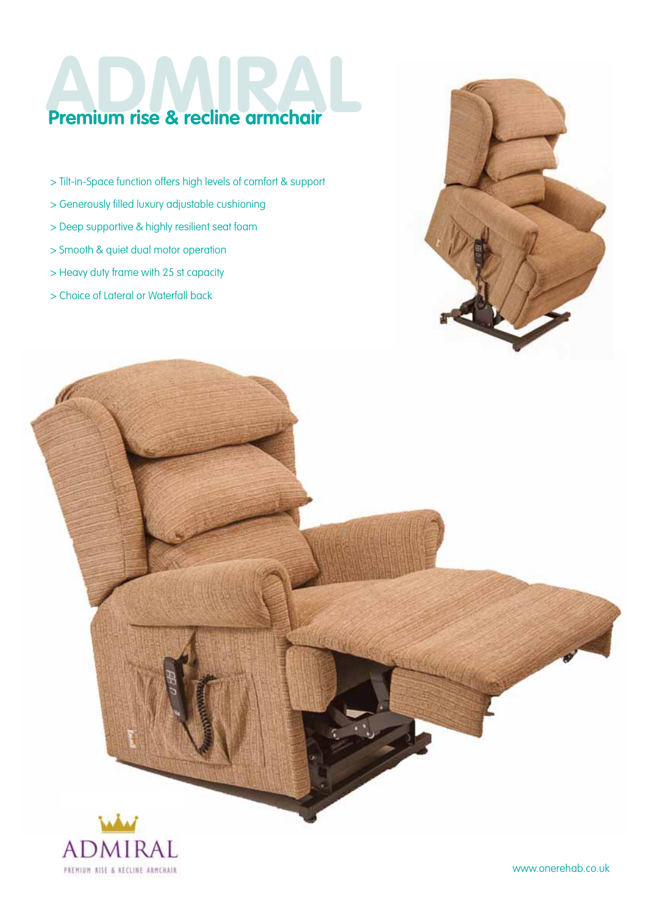# ADMIRAL

## Premium rise & recline armchair

- > Tilt-in-Space function offers high levels of comfort & support
- > Generously filled luxury adjustable cushioning
- > Deep supportive & highly resilient seat foam
- > Smooth & quiet dual motor operation
- > Heavy duty frame with 25 st capacity
- > Choice of Lateral or Waterfall back

ADMIRAL

PREMIUM RISE & RECLINE ARMCHAIR

www.onerehab.co.uk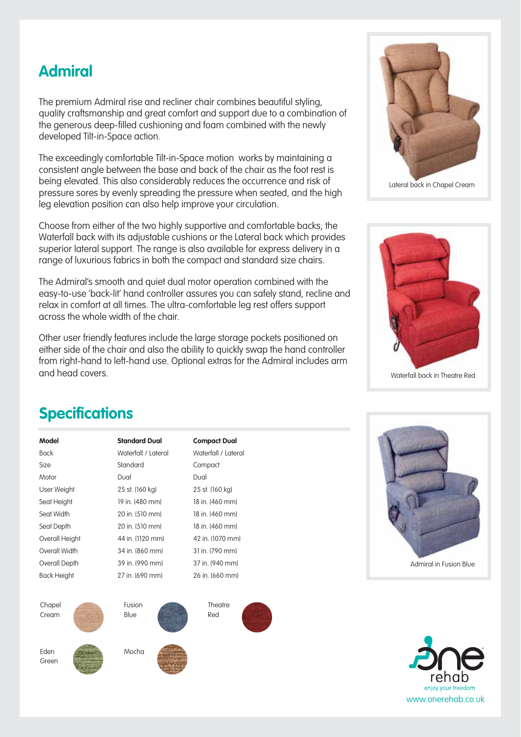## Admiral

The premium Admiral rise and recliner chair combines beautiful styling, quality craftsmanship and great comfort and support due to a combination of the generous deep-filled cushioning and foam combined with the newly developed Tilt-in-Space action.

The exceedingly comfortable Tilt-in-Space motion works by maintaining a consistent angle between the base and back of the chair as the foot rest is being elevated. This also considerably reduces the occurrence and risk of pressure sores by evenly spreading the pressure when seated, and the high leg elevation position can also help improve your circulation.

Choose from either of the two highly supportive and comfortable backs; the Waterfall back with its adjustable cushions or the Lateral back which provides superior lateral support. The range is also available for express delivery in a range of luxurious fabrics in both the compact and standard size chairs.

The Admiral's smooth and quiet dual motor operation combined with the easy-to-use 'back-lit' hand controller assures you can safely stand, recline and relax in comfort at all times. The ultra-comfortable leg rest offers support across the whole width of the chair.

Other user friendly features include the large storage pockets positioned on either side of the chair and also the ability to quickly swap the hand controller from right-hand to left-hand use. Optional extras for the Admiral includes arm and head covers.

Lateral back in Chapel Cream

Waterfall back in Theatre Red

Admiral in Fusion Blue

## Specifications

| Model | Standard Dual | Compact Dual |
|---|---|---|
| Back | Waterfall / Lateral | Waterfall / Lateral |
| Size | Standard | Compact |
| Motor | Dual | Dual |
| User Weight | 25 st. (160 kg) | 25 st. (160 kg) |
| Seat Height | 19 in. (480 mm) | 18 in. (460 mm) |
| Seat Width | 20 in. (510 mm) | 18 in. (460 mm) |
| Seat Depth | 20 in. (510 mm) | 18 in. (460 mm) |
| Overall Height | 44 in. (1120 mm) | 42 in. (1070 mm) |
| Overall Width | 34 in. (860 mm) | 31 in. (790 mm) |
| Overall Depth | 39 in. (990 mm) | 37 in. (940 mm) |
| Back Height | 27 in. (690 mm) | 26 in. (660 mm) |

Chapel Cream

Fusion Blue

Theatre Red

Eden Green

Mocha

one rehab
enjoy your freedom
www.onerehab.co.uk